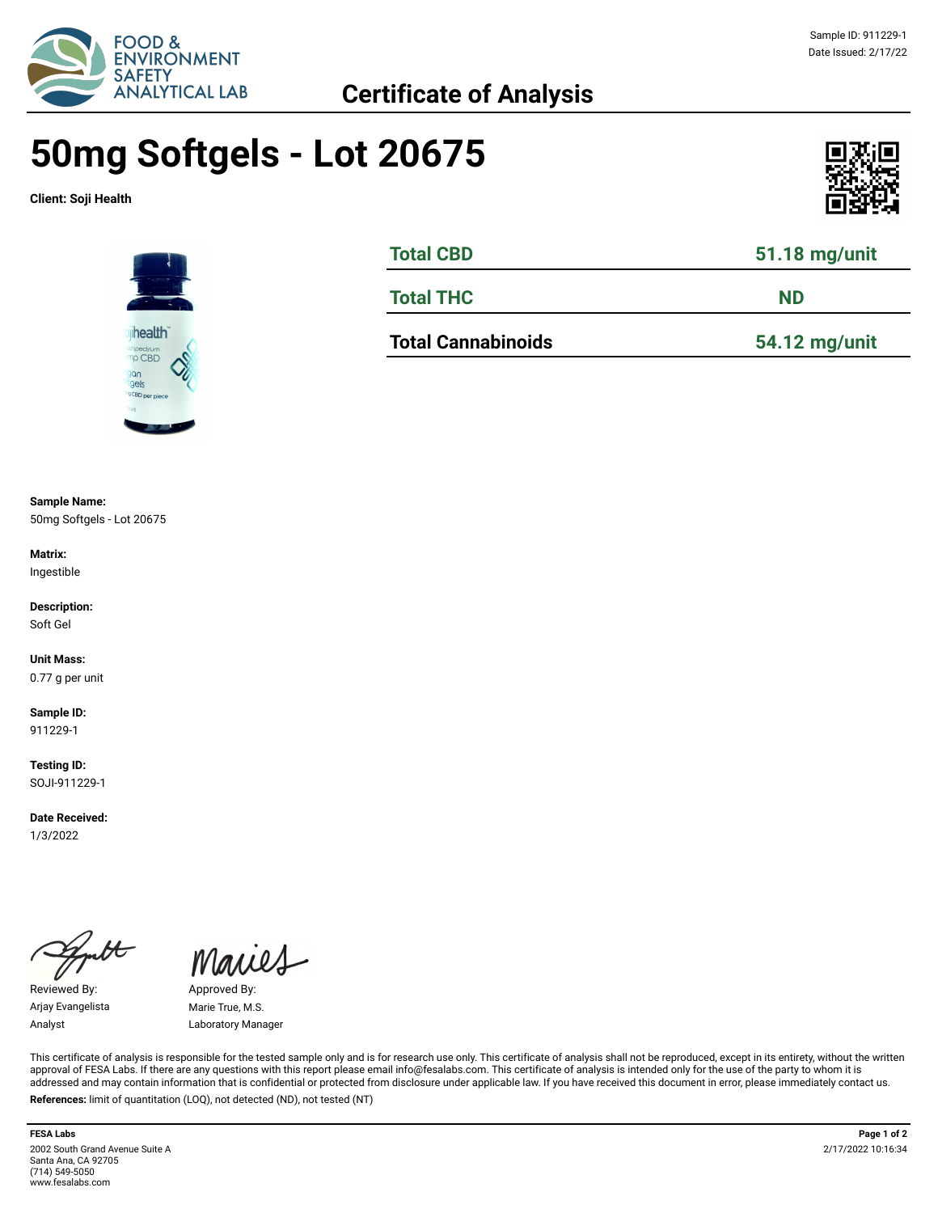Sample ID: 911229-1
Date Issued: 2/17/22

FOOD & ENVIRONMENT SAFETY ANALYTICAL LAB

## Certificate of Analysis

# 50mg Softgels - Lot 20675

**Client: Soji Health**

| | |
|---|---|
| **Total CBD** | **51.18 mg/unit** |
| **Total THC** | **ND** |
| **Total Cannabinoids** | **54.12 mg/unit** |

**Sample Name:**
50mg Softgels - Lot 20675

**Matrix:**
Ingestible

**Description:**
Soft Gel

**Unit Mass:**
0.77 g per unit

**Sample ID:**
911229-1

**Testing ID:**
SOJI-911229-1

**Date Received:**
1/3/2022

Reviewed By:
Arjay Evangelista
Analyst

Approved By:
Marie True, M.S.
Laboratory Manager

This certificate of analysis is responsible for the tested sample only and is for research use only. This certificate of analysis shall not be reproduced, except in its entirety, without the written approval of FESA Labs. If there are any questions with this report please email info@fesalabs.com. This certificate of analysis is intended only for the use of the party to whom it is addressed and may contain information that is confidential or protected from disclosure under applicable law. If you have received this document in error, please immediately contact us.

**References:** limit of quantitation (LOQ), not detected (ND), not tested (NT)

**FESA Labs**
2002 South Grand Avenue Suite A
Santa Ana, CA 92705
(714) 549-5050
www.fesalabs.com

2/17/2022 10:16:34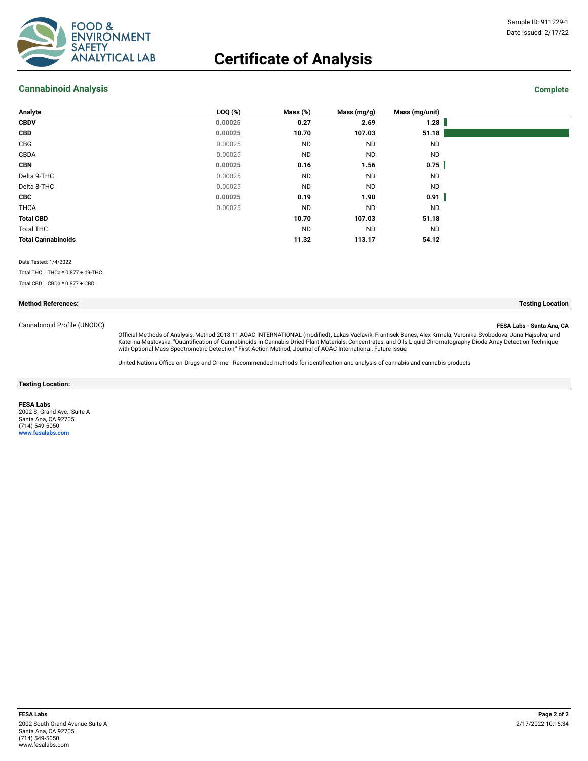FOOD & ENVIRONMENT SAFETY ANALYTICAL LAB

Sample ID: 911229-1
Date Issued: 2/17/22

# Certificate of Analysis

## Cannabinoid Analysis

**Complete**

| Analyte | LOQ (%) | Mass (%) | Mass (mg/g) | Mass (mg/unit) |
|---|---|---|---|---|
| **CBDV** | 0.00025 | **0.27** | **2.69** | **1.28** |
| **CBD** | 0.00025 | **10.70** | **107.03** | **51.18** |
| CBG | 0.00025 | ND | ND | ND |
| CBDA | 0.00025 | ND | ND | ND |
| **CBN** | 0.00025 | **0.16** | **1.56** | **0.75** |
| Delta 9-THC | 0.00025 | ND | ND | ND |
| Delta 8-THC | 0.00025 | ND | ND | ND |
| **CBC** | 0.00025 | **0.19** | **1.90** | **0.91** |
| THCA | 0.00025 | ND | ND | ND |
| **Total CBD** | | **10.70** | **107.03** | **51.18** |
| Total THC | | ND | ND | ND |
| **Total Cannabinoids** | | **11.32** | **113.17** | **54.12** |

Date Tested: 1/4/2022

Total THC = THCa * 0.877 + d9-THC

Total CBD = CBDa * 0.877 + CBD

**Method References:** **Testing Location**

Cannabinoid Profile (UNODC) **FESA Labs - Santa Ana, CA**

Official Methods of Analysis, Method 2018.11.AOAC INTERNATIONAL (modified), Lukas Vaclavik, Frantisek Benes, Alex Krmela, Veronika Svobodova, Jana Hajsolva, and Katerina Mastovska, "Quantification of Cannabinoids in Cannabis Dried Plant Materials, Concentrates, and Oils Liquid Chromatography-Diode Array Detection Technique with Optional Mass Spectrometric Detection," First Action Method, Journal of AOAC International, Future Issue

United Nations Office on Drugs and Crime - Recommended methods for identification and analysis of cannabis and cannabis products

**Testing Location:**

**FESA Labs**
2002 S. Grand Ave., Suite A
Santa Ana, CA 92705
(714) 549-5050
**www.fesalabs.com**